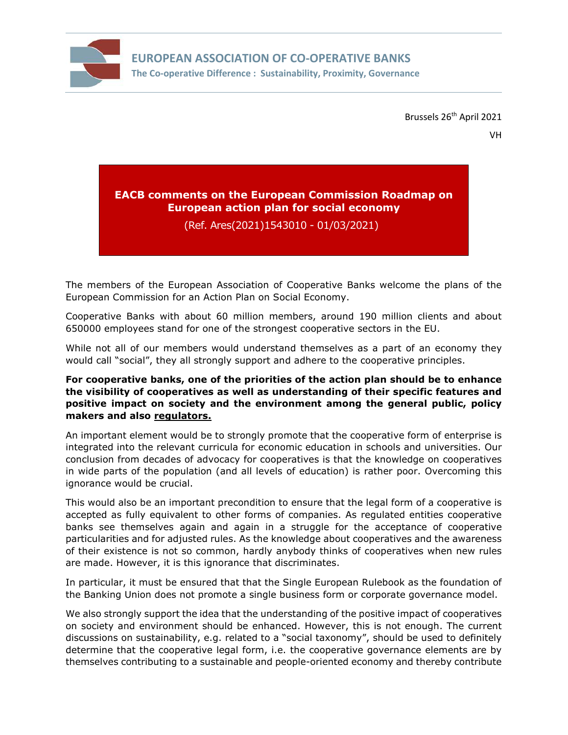**EUROPEAN ASSOCIATION OF CO-OPERATIVE BANKS**
**The Co-operative Difference : Sustainability, Proximity, Governance**

Brussels 26th April 2021

VH

# EACB comments on the European Commission Roadmap on European action plan for social economy

(Ref. Ares(2021)1543010 - 01/03/2021)

The members of the European Association of Cooperative Banks welcome the plans of the European Commission for an Action Plan on Social Economy.

Cooperative Banks with about 60 million members, around 190 million clients and about 650000 employees stand for one of the strongest cooperative sectors in the EU.

While not all of our members would understand themselves as a part of an economy they would call "social", they all strongly support and adhere to the cooperative principles.

**For cooperative banks, one of the priorities of the action plan should be to enhance the visibility of cooperatives as well as understanding of their specific features and positive impact on society and the environment among the general public, policy makers and also regulators.**

An important element would be to strongly promote that the cooperative form of enterprise is integrated into the relevant curricula for economic education in schools and universities. Our conclusion from decades of advocacy for cooperatives is that the knowledge on cooperatives in wide parts of the population (and all levels of education) is rather poor. Overcoming this ignorance would be crucial.

This would also be an important precondition to ensure that the legal form of a cooperative is accepted as fully equivalent to other forms of companies. As regulated entities cooperative banks see themselves again and again in a struggle for the acceptance of cooperative particularities and for adjusted rules. As the knowledge about cooperatives and the awareness of their existence is not so common, hardly anybody thinks of cooperatives when new rules are made. However, it is this ignorance that discriminates.

In particular, it must be ensured that that the Single European Rulebook as the foundation of the Banking Union does not promote a single business form or corporate governance model.

We also strongly support the idea that the understanding of the positive impact of cooperatives on society and environment should be enhanced. However, this is not enough. The current discussions on sustainability, e.g. related to a "social taxonomy", should be used to definitely determine that the cooperative legal form, i.e. the cooperative governance elements are by themselves contributing to a sustainable and people-oriented economy and thereby contribute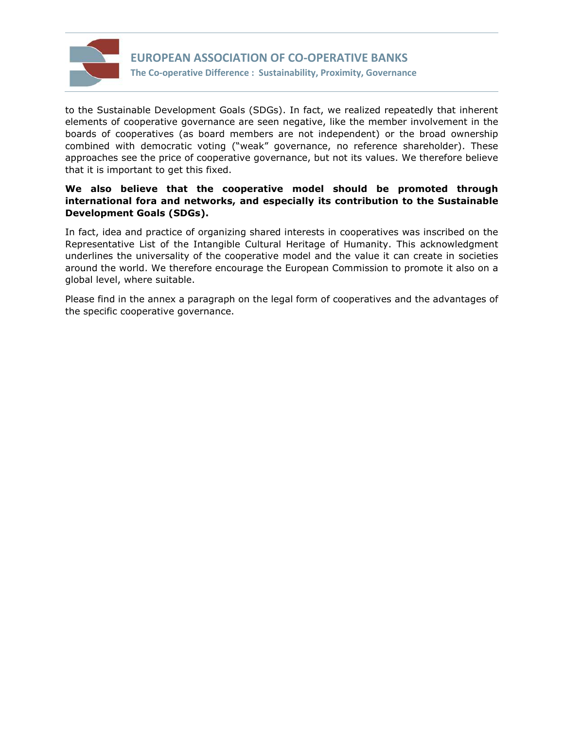to the Sustainable Development Goals (SDGs). In fact, we realized repeatedly that inherent elements of cooperative governance are seen negative, like the member involvement in the boards of cooperatives (as board members are not independent) or the broad ownership combined with democratic voting ("weak" governance, no reference shareholder). These approaches see the price of cooperative governance, but not its values. We therefore believe that it is important to get this fixed.

**We also believe that the cooperative model should be promoted through international fora and networks, and especially its contribution to the Sustainable Development Goals (SDGs).**

In fact, idea and practice of organizing shared interests in cooperatives was inscribed on the Representative List of the Intangible Cultural Heritage of Humanity. This acknowledgment underlines the universality of the cooperative model and the value it can create in societies around the world. We therefore encourage the European Commission to promote it also on a global level, where suitable.

Please find in the annex a paragraph on the legal form of cooperatives and the advantages of the specific cooperative governance.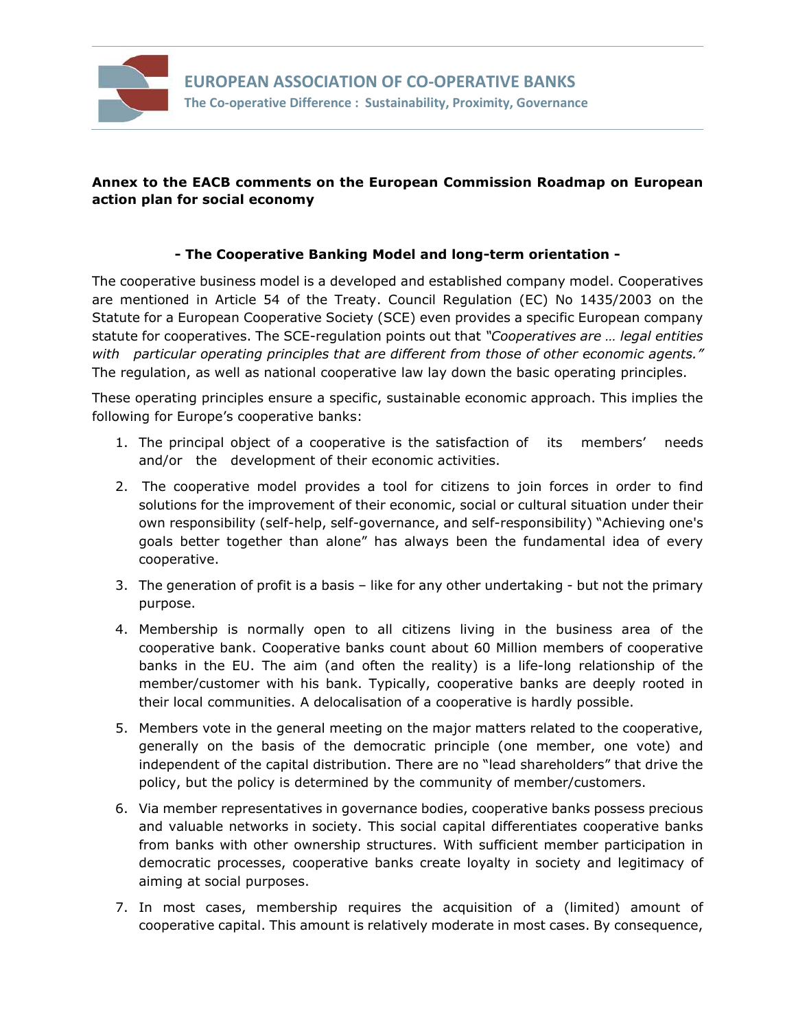**EUROPEAN ASSOCIATION OF CO-OPERATIVE BANKS**
**The Co-operative Difference : Sustainability, Proximity, Governance**

**Annex to the EACB comments on the European Commission Roadmap on European action plan for social economy**

**- The Cooperative Banking Model and long-term orientation -**

The cooperative business model is a developed and established company model. Cooperatives are mentioned in Article 54 of the Treaty. Council Regulation (EC) No 1435/2003 on the Statute for a European Cooperative Society (SCE) even provides a specific European company statute for cooperatives. The SCE-regulation points out that *"Cooperatives are … legal entities with particular operating principles that are different from those of other economic agents."* The regulation, as well as national cooperative law lay down the basic operating principles.

These operating principles ensure a specific, sustainable economic approach. This implies the following for Europe's cooperative banks:

1. The principal object of a cooperative is the satisfaction of its members' needs and/or the development of their economic activities.
2. The cooperative model provides a tool for citizens to join forces in order to find solutions for the improvement of their economic, social or cultural situation under their own responsibility (self-help, self-governance, and self-responsibility) "Achieving one's goals better together than alone" has always been the fundamental idea of every cooperative.
3. The generation of profit is a basis – like for any other undertaking - but not the primary purpose.
4. Membership is normally open to all citizens living in the business area of the cooperative bank. Cooperative banks count about 60 Million members of cooperative banks in the EU. The aim (and often the reality) is a life-long relationship of the member/customer with his bank. Typically, cooperative banks are deeply rooted in their local communities. A delocalisation of a cooperative is hardly possible.
5. Members vote in the general meeting on the major matters related to the cooperative, generally on the basis of the democratic principle (one member, one vote) and independent of the capital distribution. There are no "lead shareholders" that drive the policy, but the policy is determined by the community of member/customers.
6. Via member representatives in governance bodies, cooperative banks possess precious and valuable networks in society. This social capital differentiates cooperative banks from banks with other ownership structures. With sufficient member participation in democratic processes, cooperative banks create loyalty in society and legitimacy of aiming at social purposes.
7. In most cases, membership requires the acquisition of a (limited) amount of cooperative capital. This amount is relatively moderate in most cases. By consequence,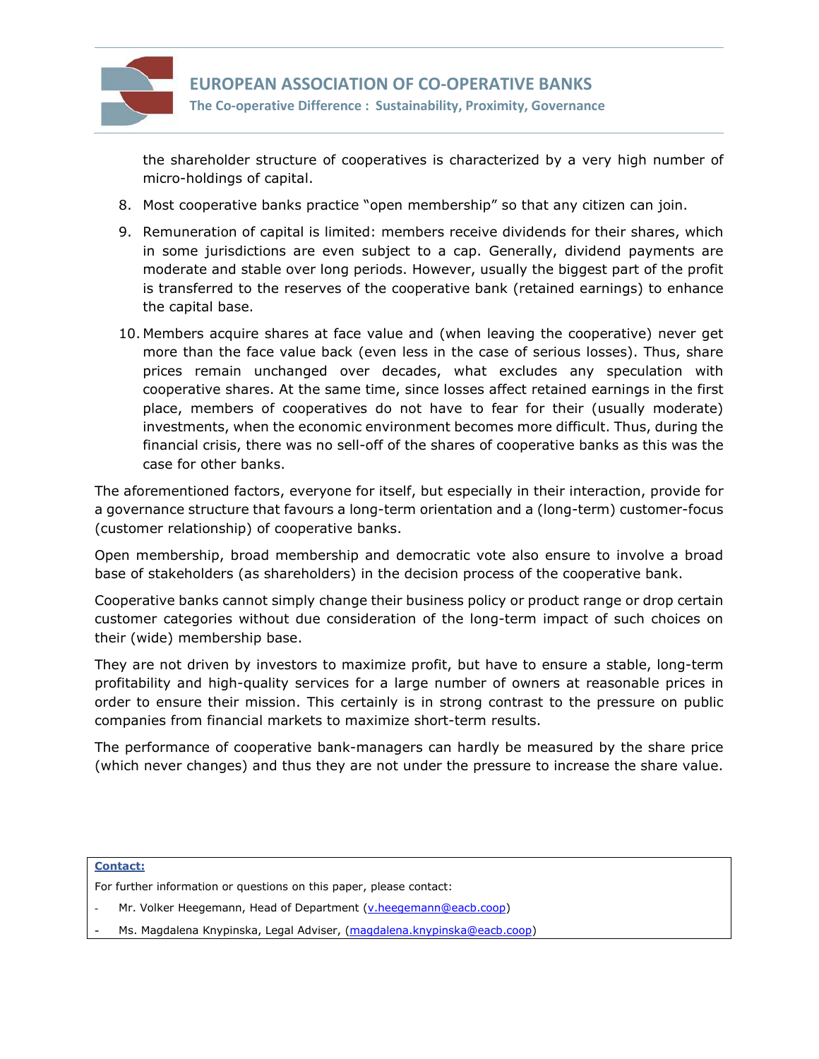the shareholder structure of cooperatives is characterized by a very high number of micro-holdings of capital.

8. Most cooperative banks practice "open membership" so that any citizen can join.
9. Remuneration of capital is limited: members receive dividends for their shares, which in some jurisdictions are even subject to a cap. Generally, dividend payments are moderate and stable over long periods. However, usually the biggest part of the profit is transferred to the reserves of the cooperative bank (retained earnings) to enhance the capital base.
10. Members acquire shares at face value and (when leaving the cooperative) never get more than the face value back (even less in the case of serious losses). Thus, share prices remain unchanged over decades, what excludes any speculation with cooperative shares. At the same time, since losses affect retained earnings in the first place, members of cooperatives do not have to fear for their (usually moderate) investments, when the economic environment becomes more difficult. Thus, during the financial crisis, there was no sell-off of the shares of cooperative banks as this was the case for other banks.

The aforementioned factors, everyone for itself, but especially in their interaction, provide for a governance structure that favours a long-term orientation and a (long-term) customer-focus (customer relationship) of cooperative banks.

Open membership, broad membership and democratic vote also ensure to involve a broad base of stakeholders (as shareholders) in the decision process of the cooperative bank.

Cooperative banks cannot simply change their business policy or product range or drop certain customer categories without due consideration of the long-term impact of such choices on their (wide) membership base.

They are not driven by investors to maximize profit, but have to ensure a stable, long-term profitability and high-quality services for a large number of owners at reasonable prices in order to ensure their mission. This certainly is in strong contrast to the pressure on public companies from financial markets to maximize short-term results.

The performance of cooperative bank-managers can hardly be measured by the share price (which never changes) and thus they are not under the pressure to increase the share value.

**Contact:**

For further information or questions on this paper, please contact:

- Mr. Volker Heegemann, Head of Department (v.heegemann@eacb.coop)
- Ms. Magdalena Knypinska, Legal Adviser, (magdalena.knypinska@eacb.coop)